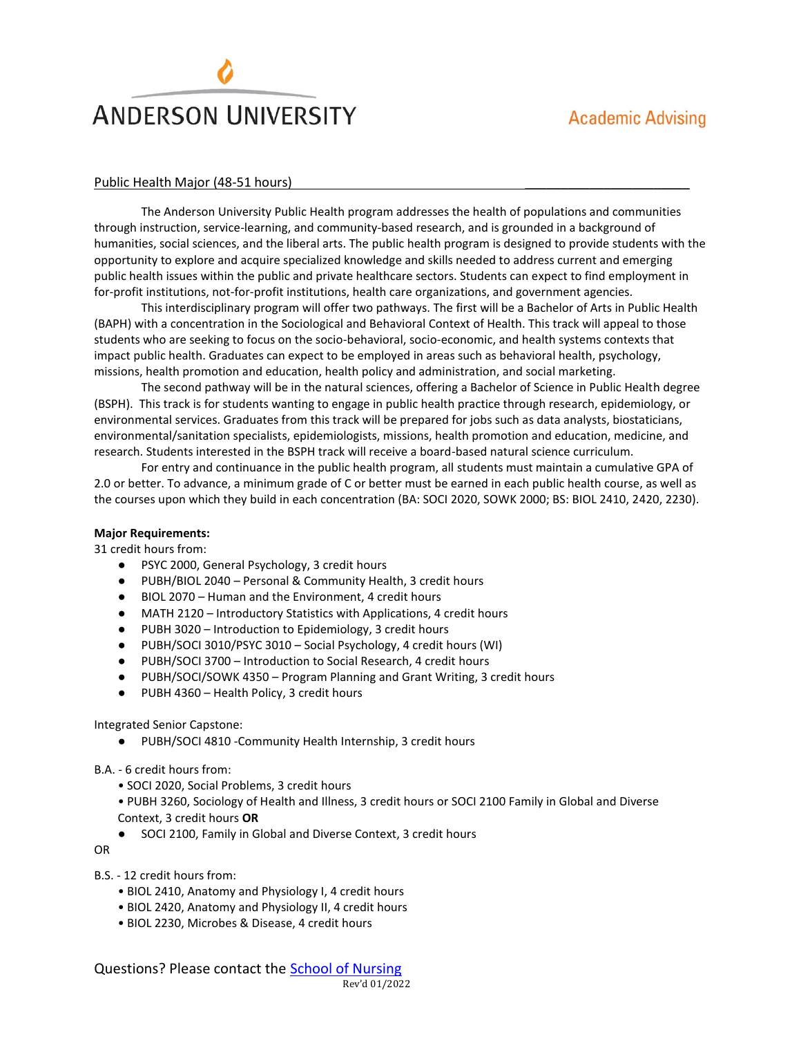ANDERSON UNIVERSITY

Academic Advising

## Public Health Major (48-51 hours)

The Anderson University Public Health program addresses the health of populations and communities through instruction, service-learning, and community-based research, and is grounded in a background of humanities, social sciences, and the liberal arts. The public health program is designed to provide students with the opportunity to explore and acquire specialized knowledge and skills needed to address current and emerging public health issues within the public and private healthcare sectors. Students can expect to find employment in for-profit institutions, not-for-profit institutions, health care organizations, and government agencies.

This interdisciplinary program will offer two pathways. The first will be a Bachelor of Arts in Public Health (BAPH) with a concentration in the Sociological and Behavioral Context of Health. This track will appeal to those students who are seeking to focus on the socio-behavioral, socio-economic, and health systems contexts that impact public health. Graduates can expect to be employed in areas such as behavioral health, psychology, missions, health promotion and education, health policy and administration, and social marketing.

The second pathway will be in the natural sciences, offering a Bachelor of Science in Public Health degree (BSPH). This track is for students wanting to engage in public health practice through research, epidemiology, or environmental services. Graduates from this track will be prepared for jobs such as data analysts, biostaticians, environmental/sanitation specialists, epidemiologists, missions, health promotion and education, medicine, and research. Students interested in the BSPH track will receive a board-based natural science curriculum.

For entry and continuance in the public health program, all students must maintain a cumulative GPA of 2.0 or better. To advance, a minimum grade of C or better must be earned in each public health course, as well as the courses upon which they build in each concentration (BA: SOCI 2020, SOWK 2000; BS: BIOL 2410, 2420, 2230).

**Major Requirements:**

31 credit hours from:

- PSYC 2000, General Psychology, 3 credit hours
- PUBH/BIOL 2040 – Personal & Community Health, 3 credit hours
- BIOL 2070 – Human and the Environment, 4 credit hours
- MATH 2120 – Introductory Statistics with Applications, 4 credit hours
- PUBH 3020 – Introduction to Epidemiology, 3 credit hours
- PUBH/SOCI 3010/PSYC 3010 – Social Psychology, 4 credit hours (WI)
- PUBH/SOCI 3700 – Introduction to Social Research, 4 credit hours
- PUBH/SOCI/SOWK 4350 – Program Planning and Grant Writing, 3 credit hours
- PUBH 4360 – Health Policy, 3 credit hours

Integrated Senior Capstone:

- PUBH/SOCI 4810 -Community Health Internship, 3 credit hours

B.A. - 6 credit hours from:

- SOCI 2020, Social Problems, 3 credit hours
- PUBH 3260, Sociology of Health and Illness, 3 credit hours or SOCI 2100 Family in Global and Diverse Context, 3 credit hours **OR**
- SOCI 2100, Family in Global and Diverse Context, 3 credit hours

OR

B.S. - 12 credit hours from:

- BIOL 2410, Anatomy and Physiology I, 4 credit hours
- BIOL 2420, Anatomy and Physiology II, 4 credit hours
- BIOL 2230, Microbes & Disease, 4 credit hours

Questions? Please contact the School of Nursing

Rev'd 01/2022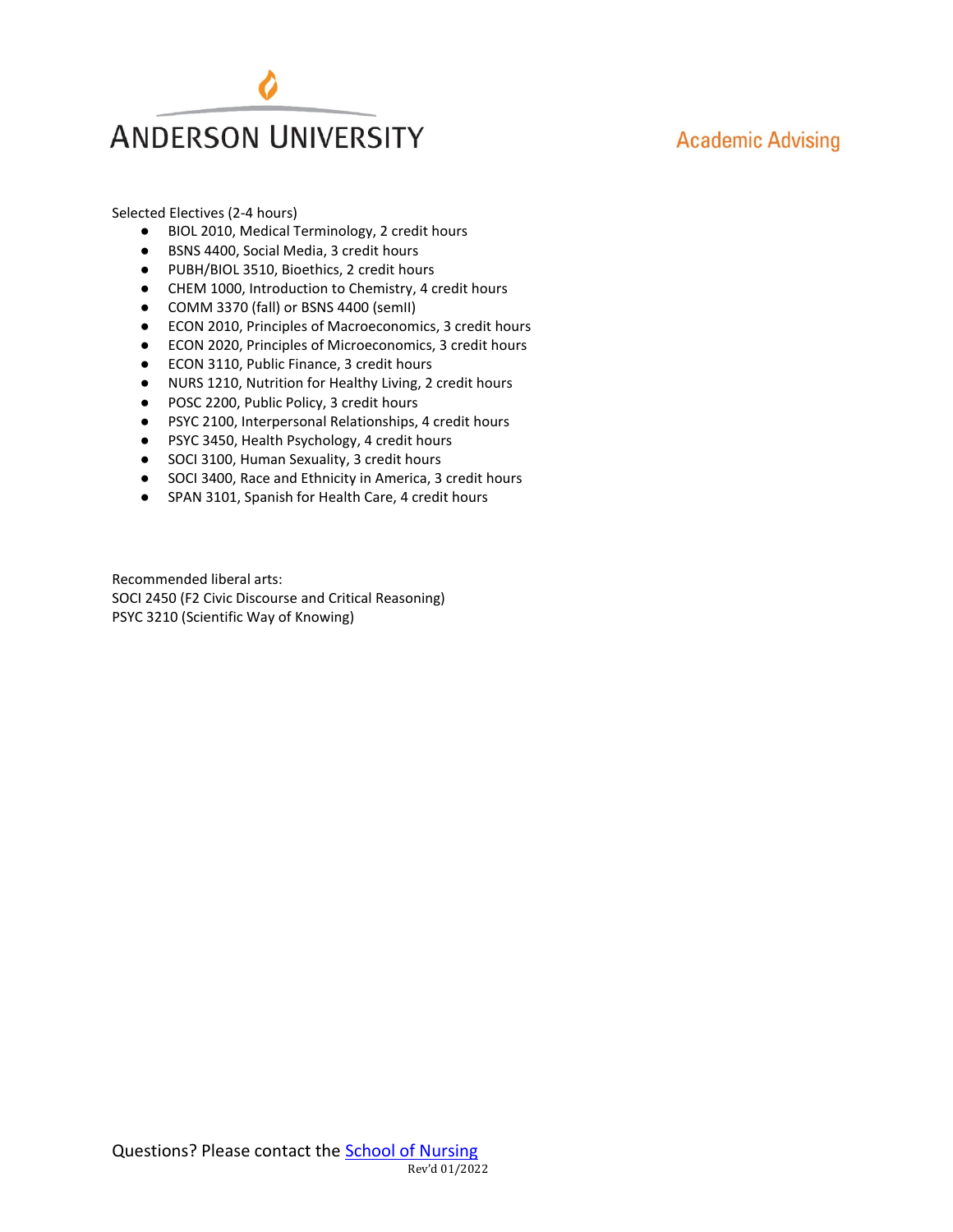Selected Electives (2-4 hours)

- BIOL 2010, Medical Terminology, 2 credit hours
- BSNS 4400, Social Media, 3 credit hours
- PUBH/BIOL 3510, Bioethics, 2 credit hours
- CHEM 1000, Introduction to Chemistry, 4 credit hours
- COMM 3370 (fall) or BSNS 4400 (semII)
- ECON 2010, Principles of Macroeconomics, 3 credit hours
- ECON 2020, Principles of Microeconomics, 3 credit hours
- ECON 3110, Public Finance, 3 credit hours
- NURS 1210, Nutrition for Healthy Living, 2 credit hours
- POSC 2200, Public Policy, 3 credit hours
- PSYC 2100, Interpersonal Relationships, 4 credit hours
- PSYC 3450, Health Psychology, 4 credit hours
- SOCI 3100, Human Sexuality, 3 credit hours
- SOCI 3400, Race and Ethnicity in America, 3 credit hours
- SPAN 3101, Spanish for Health Care, 4 credit hours

Recommended liberal arts:
SOCI 2450 (F2 Civic Discourse and Critical Reasoning)
PSYC 3210 (Scientific Way of Knowing)

Questions? Please contact the School of Nursing
Rev'd 01/2022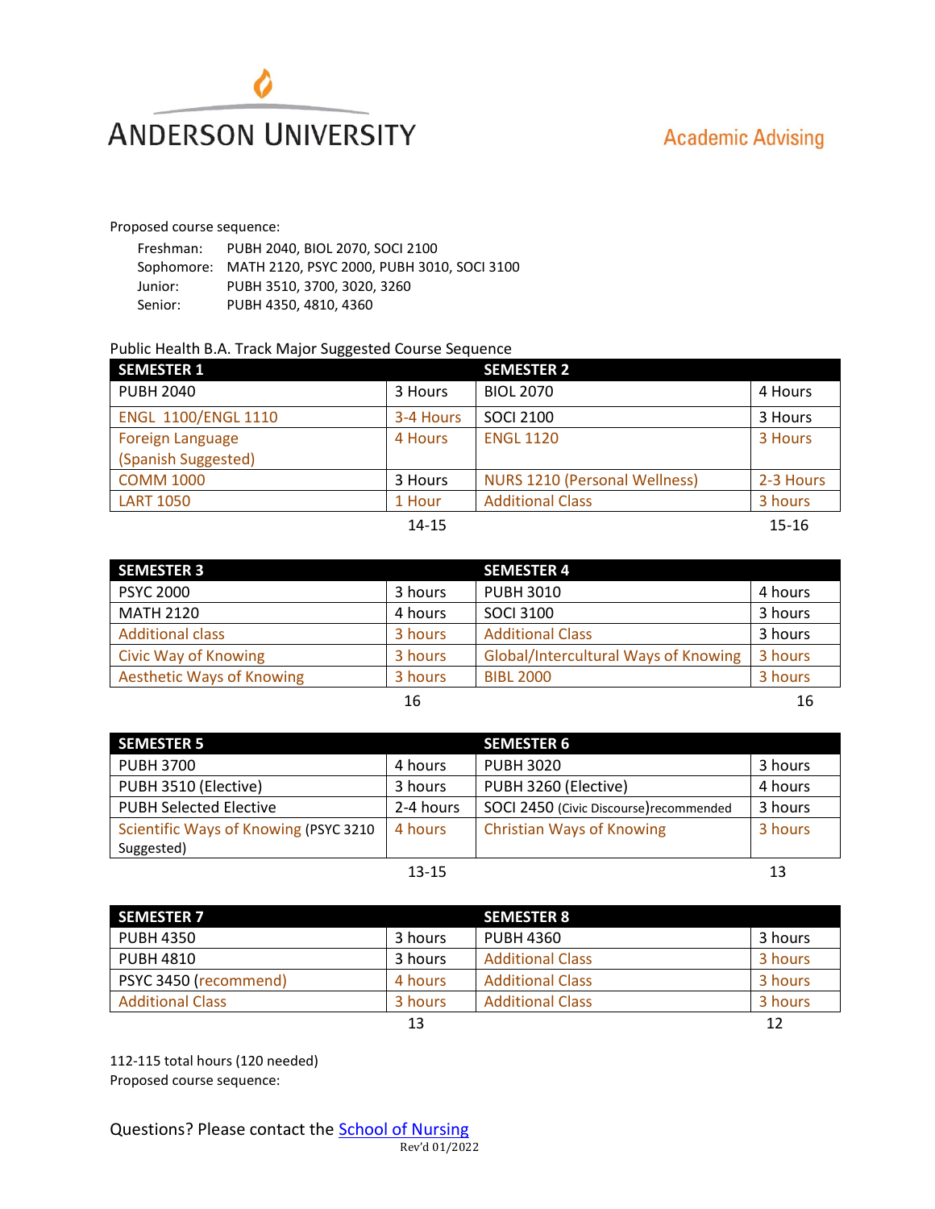# ANDERSON UNIVERSITY

Academic Advising

Proposed course sequence:

- Freshman: PUBH 2040, BIOL 2070, SOCI 2100
- Sophomore: MATH 2120, PSYC 2000, PUBH 3010, SOCI 3100
- Junior: PUBH 3510, 3700, 3020, 3260
- Senior: PUBH 4350, 4810, 4360

Public Health B.A. Track Major Suggested Course Sequence

| SEMESTER 1 | | SEMESTER 2 | |
|---|---|---|---|
| PUBH 2040 | 3 Hours | BIOL 2070 | 4 Hours |
| ENGL 1100/ENGL 1110 | 3-4 Hours | SOCI 2100 | 3 Hours |
| Foreign Language (Spanish Suggested) | 4 Hours | ENGL 1120 | 3 Hours |
| COMM 1000 | 3 Hours | NURS 1210 (Personal Wellness) | 2-3 Hours |
| LART 1050 | 1 Hour | Additional Class | 3 hours |
| | 14-15 | | 15-16 |

| SEMESTER 3 | | SEMESTER 4 | |
|---|---|---|---|
| PSYC 2000 | 3 hours | PUBH 3010 | 4 hours |
| MATH 2120 | 4 hours | SOCI 3100 | 3 hours |
| Additional class | 3 hours | Additional Class | 3 hours |
| Civic Way of Knowing | 3 hours | Global/Intercultural Ways of Knowing | 3 hours |
| Aesthetic Ways of Knowing | 3 hours | BIBL 2000 | 3 hours |
| | 16 | | 16 |

| SEMESTER 5 | | SEMESTER 6 | |
|---|---|---|---|
| PUBH 3700 | 4 hours | PUBH 3020 | 3 hours |
| PUBH 3510 (Elective) | 3 hours | PUBH 3260 (Elective) | 4 hours |
| PUBH Selected Elective | 2-4 hours | SOCI 2450 (Civic Discourse)recommended | 3 hours |
| Scientific Ways of Knowing (PSYC 3210 Suggested) | 4 hours | Christian Ways of Knowing | 3 hours |
| | 13-15 | | 13 |

| SEMESTER 7 | | SEMESTER 8 | |
|---|---|---|---|
| PUBH 4350 | 3 hours | PUBH 4360 | 3 hours |
| PUBH 4810 | 3 hours | Additional Class | 3 hours |
| PSYC 3450 (recommend) | 4 hours | Additional Class | 3 hours |
| Additional Class | 3 hours | Additional Class | 3 hours |
| | 13 | | 12 |

112-115 total hours (120 needed)

Proposed course sequence:

Questions? Please contact the [School of Nursing]

Rev'd 01/2022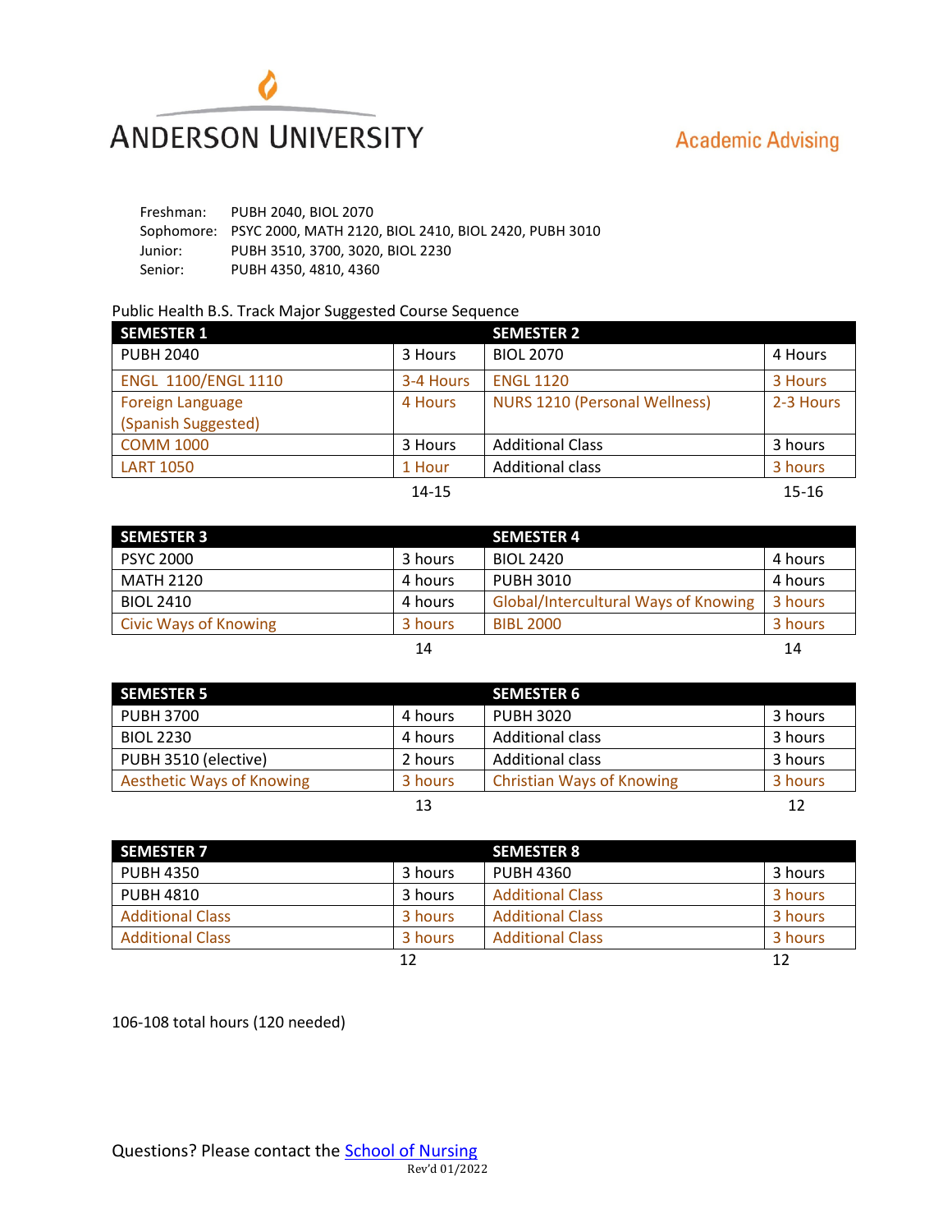ANDERSON UNIVERSITY

Academic Advising

Freshman: PUBH 2040, BIOL 2070
Sophomore: PSYC 2000, MATH 2120, BIOL 2410, BIOL 2420, PUBH 3010
Junior: PUBH 3510, 3700, 3020, BIOL 2230
Senior: PUBH 4350, 4810, 4360

Public Health B.S. Track Major Suggested Course Sequence

| SEMESTER 1 | | SEMESTER 2 | |
|---|---|---|---|
| PUBH 2040 | 3 Hours | BIOL 2070 | 4 Hours |
| ENGL 1100/ENGL 1110 | 3-4 Hours | ENGL 1120 | 3 Hours |
| Foreign Language (Spanish Suggested) | 4 Hours | NURS 1210 (Personal Wellness) | 2-3 Hours |
| COMM 1000 | 3 Hours | Additional Class | 3 hours |
| LART 1050 | 1 Hour | Additional class | 3 hours |
| | 14-15 | | 15-16 |

| SEMESTER 3 | | SEMESTER 4 | |
|---|---|---|---|
| PSYC 2000 | 3 hours | BIOL 2420 | 4 hours |
| MATH 2120 | 4 hours | PUBH 3010 | 4 hours |
| BIOL 2410 | 4 hours | Global/Intercultural Ways of Knowing | 3 hours |
| Civic Ways of Knowing | 3 hours | BIBL 2000 | 3 hours |
| | 14 | | 14 |

| SEMESTER 5 | | SEMESTER 6 | |
|---|---|---|---|
| PUBH 3700 | 4 hours | PUBH 3020 | 3 hours |
| BIOL 2230 | 4 hours | Additional class | 3 hours |
| PUBH 3510 (elective) | 2 hours | Additional class | 3 hours |
| Aesthetic Ways of Knowing | 3 hours | Christian Ways of Knowing | 3 hours |
| | 13 | | 12 |

| SEMESTER 7 | | SEMESTER 8 | |
|---|---|---|---|
| PUBH 4350 | 3 hours | PUBH 4360 | 3 hours |
| PUBH 4810 | 3 hours | Additional Class | 3 hours |
| Additional Class | 3 hours | Additional Class | 3 hours |
| Additional Class | 3 hours | Additional Class | 3 hours |
| | 12 | | 12 |

106-108 total hours (120 needed)

Questions? Please contact the School of Nursing

Rev'd 01/2022